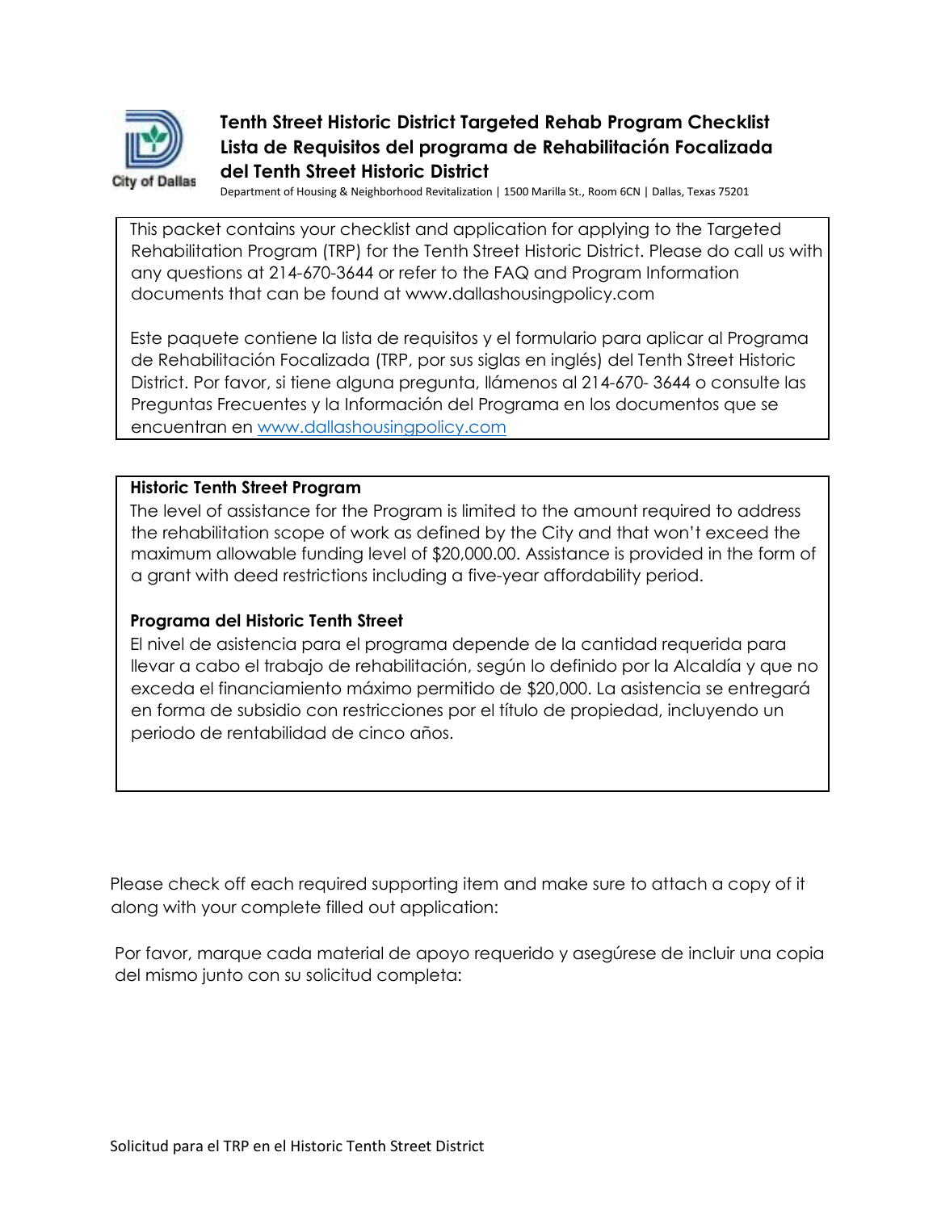# Tenth Street Historic District Targeted Rehab Program Checklist
# Lista de Requisitos del programa de Rehabilitación Focalizada del Tenth Street Historic District

Department of Housing & Neighborhood Revitalization | 1500 Marilla St., Room 6CN | Dallas, Texas 75201

This packet contains your checklist and application for applying to the Targeted Rehabilitation Program (TRP) for the Tenth Street Historic District. Please do call us with any questions at 214-670-3644 or refer to the FAQ and Program Information documents that can be found at www.dallashousingpolicy.com

Este paquete contiene la lista de requisitos y el formulario para aplicar al Programa de Rehabilitación Focalizada (TRP, por sus siglas en inglés) del Tenth Street Historic District. Por favor, si tiene alguna pregunta, llámenos al 214-670- 3644 o consulte las Preguntas Frecuentes y la Información del Programa en los documentos que se encuentran en [www.dallashousingpolicy.com](www.dallashousingpolicy.com)

**Historic Tenth Street Program**

The level of assistance for the Program is limited to the amount required to address the rehabilitation scope of work as defined by the City and that won't exceed the maximum allowable funding level of $20,000.00. Assistance is provided in the form of a grant with deed restrictions including a five-year affordability period.

**Programa del Historic Tenth Street**

El nivel de asistencia para el programa depende de la cantidad requerida para llevar a cabo el trabajo de rehabilitación, según lo definido por la Alcaldía y que no exceda el financiamiento máximo permitido de $20,000. La asistencia se entregará en forma de subsidio con restricciones por el título de propiedad, incluyendo un periodo de rentabilidad de cinco años.

Please check off each required supporting item and make sure to attach a copy of it along with your complete filled out application:

Por favor, marque cada material de apoyo requerido y asegúrese de incluir una copia del mismo junto con su solicitud completa: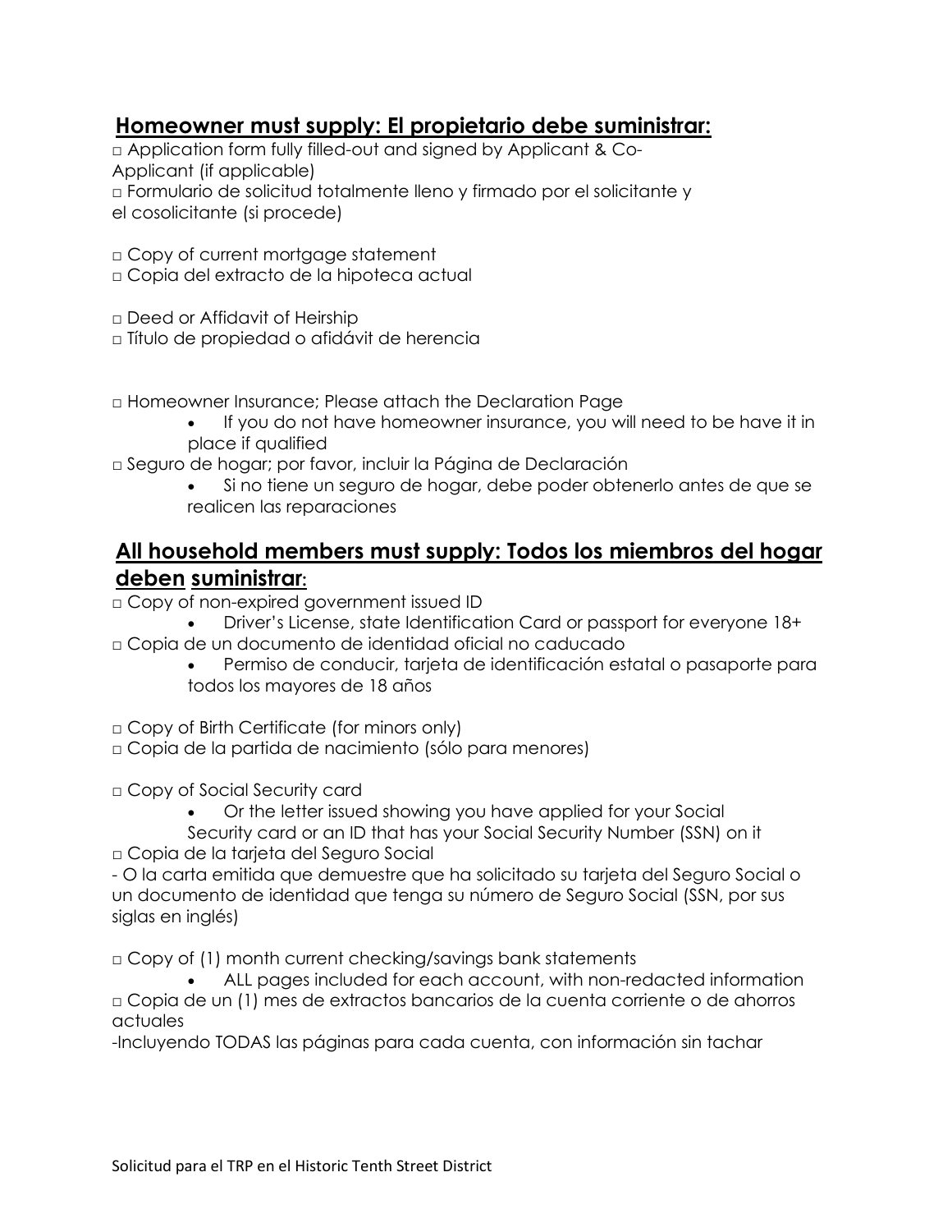## **Homeowner must supply: El propietario debe suministrar:**

□ Application form fully filled-out and signed by Applicant & Co-Applicant (if applicable)
□ Formulario de solicitud totalmente lleno y firmado por el solicitante y el cosolicitante (si procede)

□ Copy of current mortgage statement
□ Copia del extracto de la hipoteca actual

□ Deed or Affidavit of Heirship
□ Título de propiedad o afidávit de herencia

□ Homeowner Insurance; Please attach the Declaration Page

- If you do not have homeowner insurance, you will need to be have it in place if qualified

□ Seguro de hogar; por favor, incluir la Página de Declaración

- Si no tiene un seguro de hogar, debe poder obtenerlo antes de que se realicen las reparaciones

## **All household members must supply: Todos los miembros del hogar deben suministrar:**

□ Copy of non-expired government issued ID

- Driver's License, state Identification Card or passport for everyone 18+

□ Copia de un documento de identidad oficial no caducado

- Permiso de conducir, tarjeta de identificación estatal o pasaporte para todos los mayores de 18 años

□ Copy of Birth Certificate (for minors only)
□ Copia de la partida de nacimiento (sólo para menores)

□ Copy of Social Security card

- Or the letter issued showing you have applied for your Social Security card or an ID that has your Social Security Number (SSN) on it

□ Copia de la tarjeta del Seguro Social
- O la carta emitida que demuestre que ha solicitado su tarjeta del Seguro Social o un documento de identidad que tenga su número de Seguro Social (SSN, por sus siglas en inglés)

□ Copy of (1) month current checking/savings bank statements

- ALL pages included for each account, with non-redacted information

□ Copia de un (1) mes de extractos bancarios de la cuenta corriente o de ahorros actuales
-Incluyendo TODAS las páginas para cada cuenta, con información sin tachar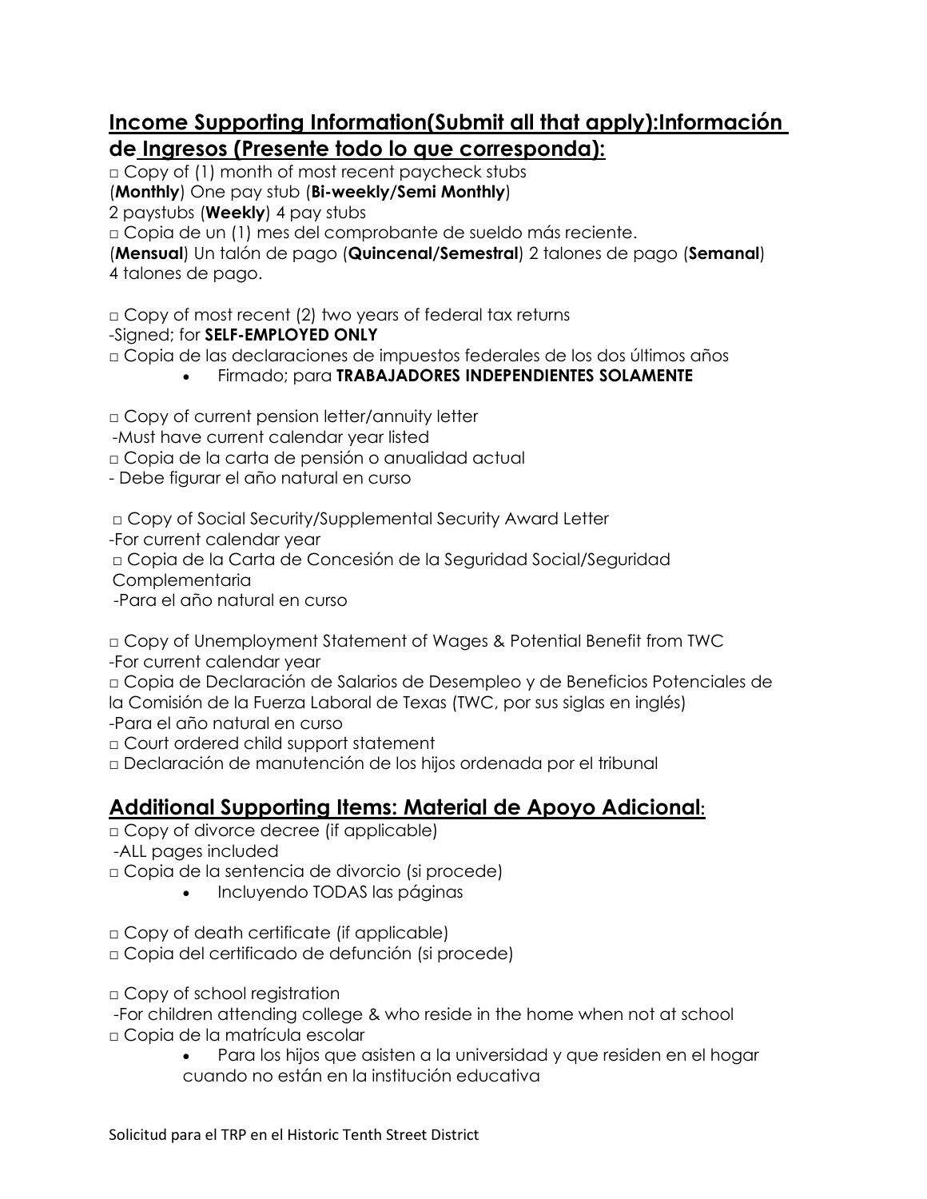## Income Supporting Information(Submit all that apply):Información de Ingresos (Presente todo lo que corresponda):

□ Copy of (1) month of most recent paycheck stubs
(**Monthly**) One pay stub (**Bi-weekly/Semi Monthly**)
2 paystubs (**Weekly**) 4 pay stubs
□ Copia de un (1) mes del comprobante de sueldo más reciente.
(**Mensual**) Un talón de pago (**Quincenal/Semestral**) 2 talones de pago (**Semanal**)
4 talones de pago.

□ Copy of most recent (2) two years of federal tax returns
-Signed; for **SELF-EMPLOYED ONLY**
□ Copia de las declaraciones de impuestos federales de los dos últimos años

- Firmado; para **TRABAJADORES INDEPENDIENTES SOLAMENTE**

□ Copy of current pension letter/annuity letter
-Must have current calendar year listed
□ Copia de la carta de pensión o anualidad actual
- Debe figurar el año natural en curso

□ Copy of Social Security/Supplemental Security Award Letter
-For current calendar year
□ Copia de la Carta de Concesión de la Seguridad Social/Seguridad Complementaria
-Para el año natural en curso

□ Copy of Unemployment Statement of Wages & Potential Benefit from TWC
-For current calendar year
□ Copia de Declaración de Salarios de Desempleo y de Beneficios Potenciales de la Comisión de la Fuerza Laboral de Texas (TWC, por sus siglas en inglés)
-Para el año natural en curso
□ Court ordered child support statement
□ Declaración de manutención de los hijos ordenada por el tribunal

## Additional Supporting Items: Material de Apoyo Adicional:

□ Copy of divorce decree (if applicable)
-ALL pages included
□ Copia de la sentencia de divorcio (si procede)

- Incluyendo TODAS las páginas

□ Copy of death certificate (if applicable)
□ Copia del certificado de defunción (si procede)

□ Copy of school registration
-For children attending college & who reside in the home when not at school
□ Copia de la matrícula escolar

- Para los hijos que asisten a la universidad y que residen en el hogar cuando no están en la institución educativa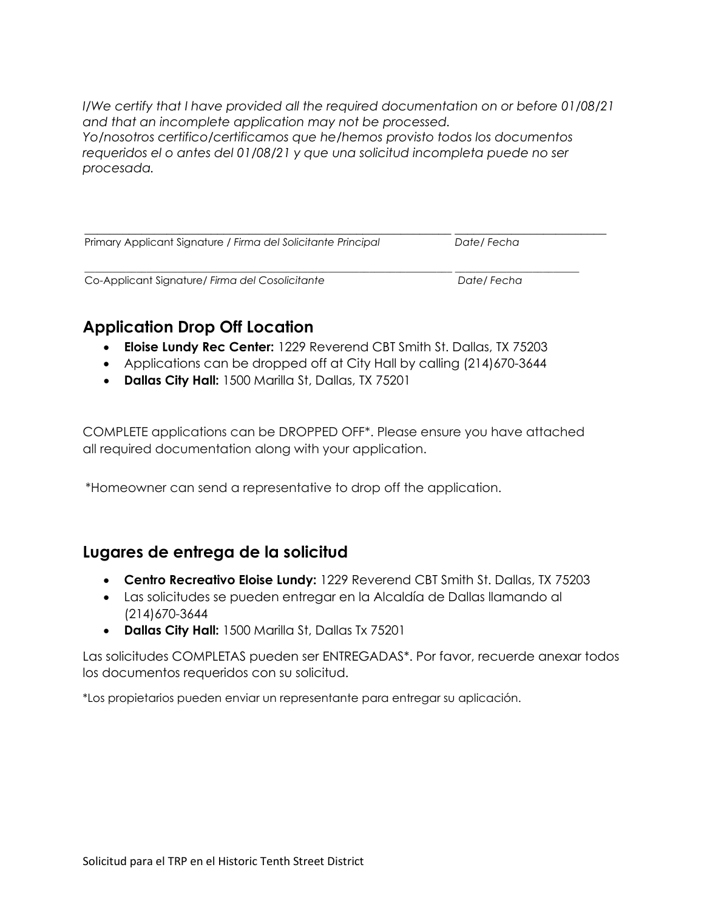*I/We certify that I have provided all the required documentation on or before 01/08/21 and that an incomplete application may not be processed.*
*Yo/nosotros certifico/certificamos que he/hemos provisto todos los documentos requeridos el o antes del 01/08/21 y que una solicitud incompleta puede no ser procesada.*

\_\_\_\_\_\_\_\_\_\_\_\_\_\_\_\_\_\_\_\_\_\_\_\_\_\_\_\_\_\_\_\_\_\_\_\_\_\_\_\_\_\_\_\_\_\_\_\_\_\_\_\_\_\_\_\_\_\_\_\_ \_\_\_\_\_\_\_\_\_\_\_\_\_\_\_\_\_\_\_\_\_\_\_\_\_\_
Primary Applicant Signature / *Firma del Solicitante Principal* *Date/ Fecha*

\_\_\_\_\_\_\_\_\_\_\_\_\_\_\_\_\_\_\_\_\_\_\_\_\_\_\_\_\_\_\_\_\_\_\_\_\_\_\_\_\_\_\_\_\_\_\_\_\_\_\_\_\_\_\_\_\_\_\_\_ \_\_\_\_\_\_\_\_\_\_\_\_\_\_\_\_\_\_\_\_\_\_\_\_\_\_
Co-Applicant Signature/ *Firma del Cosolicitante* *Date/ Fecha*

## Application Drop Off Location

- **Eloise Lundy Rec Center:** 1229 Reverend CBT Smith St. Dallas, TX 75203
- Applications can be dropped off at City Hall by calling (214)670-3644
- **Dallas City Hall:** 1500 Marilla St, Dallas, TX 75201

COMPLETE applications can be DROPPED OFF*. Please ensure you have attached all required documentation along with your application.

*Homeowner can send a representative to drop off the application.

## Lugares de entrega de la solicitud

- **Centro Recreativo Eloise Lundy:** 1229 Reverend CBT Smith St. Dallas, TX 75203
- Las solicitudes se pueden entregar en la Alcaldía de Dallas llamando al (214)670-3644
- **Dallas City Hall:** 1500 Marilla St, Dallas Tx 75201

Las solicitudes COMPLETAS pueden ser ENTREGADAS*. Por favor, recuerde anexar todos los documentos requeridos con su solicitud.

*Los propietarios pueden enviar un representante para entregar su aplicación.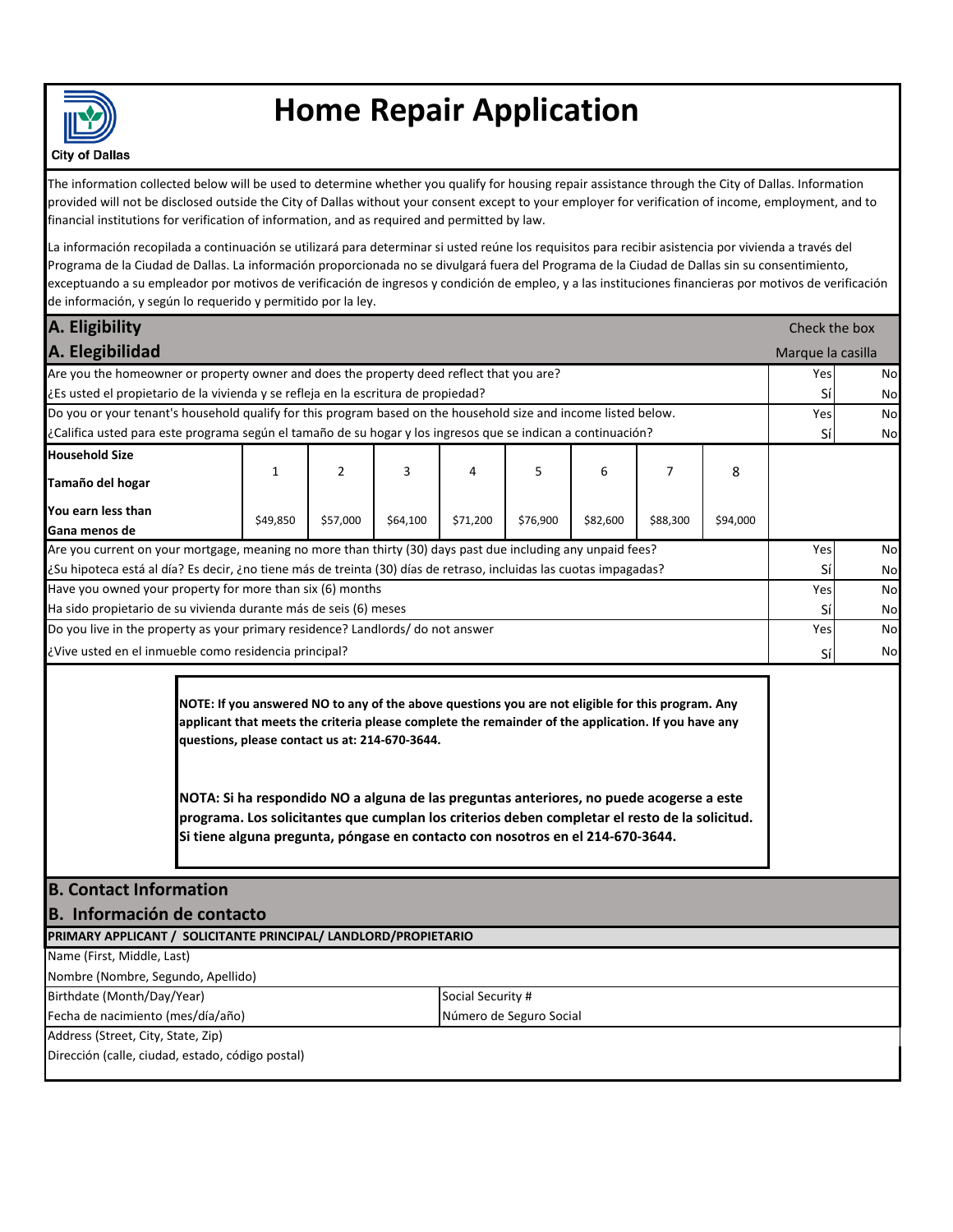City of Dallas

# Home Repair Application

The information collected below will be used to determine whether you qualify for housing repair assistance through the City of Dallas. Information provided will not be disclosed outside the City of Dallas without your consent except to your employer for verification of income, employment, and to financial institutions for verification of information, and as required and permitted by law.

La información recopilada a continuación se utilizará para determinar si usted reúne los requisitos para recibir asistencia por vivienda a través del Programa de la Ciudad de Dallas. La información proporcionada no se divulgará fuera del Programa de la Ciudad de Dallas sin su consentimiento, exceptuando a su empleador por motivos de verificación de ingresos y condición de empleo, y a las instituciones financieras por motivos de verificación de información, y según lo requerido y permitido por la ley.

## A. Eligibility / A. Elegibilidad

| Question | Check the box / Marque la casilla | |
|---|---|---|
| Are you the homeowner or property owner and does the property deed reflect that you are?<br>¿Es usted el propietario de la vivienda y se refleja en la escritura de propiedad? | Yes<br>Sí | No<br>No |
| Do you or your tenant's household qualify for this program based on the household size and income listed below.<br>¿Califica usted para este programa según el tamaño de su hogar y los ingresos que se indican a continuación? | Yes<br>Sí | No<br>No |

| Household Size / Tamaño del hogar | 1 | 2 | 3 | 4 | 5 | 6 | 7 | 8 |
|---|---|---|---|---|---|---|---|---|
| You earn less than / Gana menos de | $49,850 | $57,000 | $64,100 | $71,200 | $76,900 | $82,600 | $88,300 | $94,000 |

| Question | | |
|---|---|---|
| Are you current on your mortgage, meaning no more than thirty (30) days past due including any unpaid fees?<br>¿Su hipoteca está al día? Es decir, ¿no tiene más de treinta (30) días de retraso, incluidas las cuotas impagadas? | Yes<br>Sí | No<br>No |
| Have you owned your property for more than six (6) months<br>Ha sido propietario de su vivienda durante más de seis (6) meses | Yes<br>Sí | No<br>No |
| Do you live in the property as your primary residence? Landlords/ do not answer<br>¿Vive usted en el inmueble como residencia principal? | Yes<br>Sí | No<br>No |

**NOTE: If you answered NO to any of the above questions you are not eligible for this program. Any applicant that meets the criteria please complete the remainder of the application. If you have any questions, please contact us at: 214-670-3644.**

**NOTA: Si ha respondido NO a alguna de las preguntas anteriores, no puede acogerse a este programa. Los solicitantes que cumplan los criterios deben completar el resto de la solicitud. Si tiene alguna pregunta, póngase en contacto con nosotros en el 214-670-3644.**

## B. Contact Information / B. Información de contacto

**PRIMARY APPLICANT / SOLICITANTE PRINCIPAL/ LANDLORD/PROPIETARIO**

| | |
|---|---|
| Name (First, Middle, Last)<br>Nombre (Nombre, Segundo, Apellido) | |
| Birthdate (Month/Day/Year)<br>Fecha de nacimiento (mes/día/año) | Social Security #<br>Número de Seguro Social |
| Address (Street, City, State, Zip)<br>Dirección (calle, ciudad, estado, código postal) | |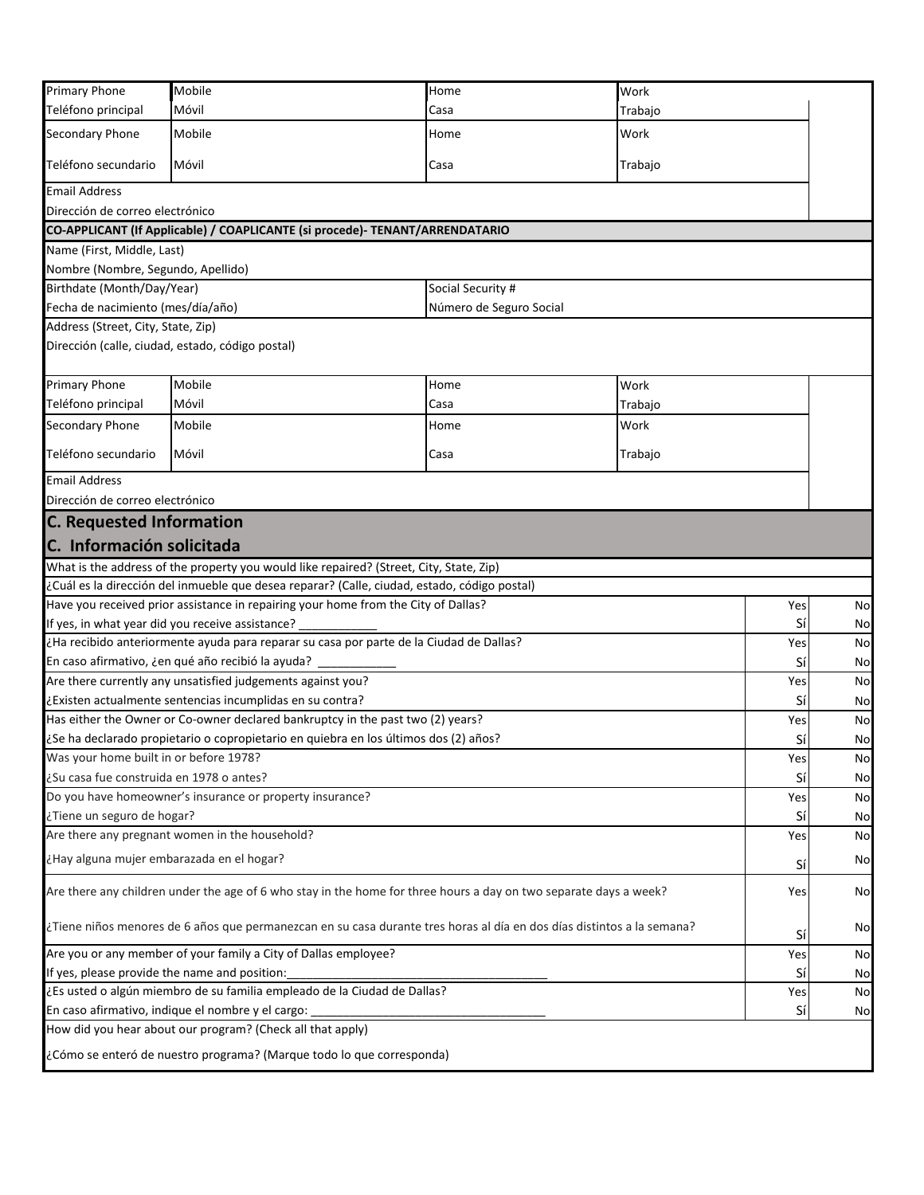| Primary Phone | Mobile | Home | Work |
|---|---|---|---|
| Teléfono principal | Móvil | Casa | Trabajo |
| Secondary Phone | Mobile | Home | Work |
| Teléfono secundario | Móvil | Casa | Trabajo |

Email Address
Dirección de correo electrónico

**CO-APPLICANT (If Applicable) / COAPLICANTE (si procede)- TENANT/ARRENDATARIO**

Name (First, Middle, Last)
Nombre (Nombre, Segundo, Apellido)

| Birthdate (Month/Day/Year) | Social Security # |
|---|---|
| Fecha de nacimiento (mes/día/año) | Número de Seguro Social |

Address (Street, City, State, Zip)
Dirección (calle, ciudad, estado, código postal)

| Primary Phone | Mobile | Home | Work |
|---|---|---|---|
| Teléfono principal | Móvil | Casa | Trabajo |
| Secondary Phone | Mobile | Home | Work |
| Teléfono secundario | Móvil | Casa | Trabajo |

Email Address
Dirección de correo electrónico

## C. Requested Information
## C. Información solicitada

What is the address of the property you would like repaired? (Street, City, State, Zip)
¿Cuál es la dirección del inmueble que desea reparar? (Calle, ciudad, estado, código postal)

| Question | | |
|---|---|---|
| Have you received prior assistance in repairing your home from the City of Dallas? | Yes | No |
| If yes, in what year did you receive assistance? ___________ | Sí | No |
| ¿Ha recibido anteriormente ayuda para reparar su casa por parte de la Ciudad de Dallas? | Yes | No |
| En caso afirmativo, ¿en qué año recibió la ayuda? ___________ | Sí | No |
| Are there currently any unsatisfied judgements against you? | Yes | No |
| ¿Existen actualmente sentencias incumplidas en su contra? | Sí | No |
| Has either the Owner or Co-owner declared bankruptcy in the past two (2) years? | Yes | No |
| ¿Se ha declarado propietario o copropietario en quiebra en los últimos dos (2) años? | Sí | No |
| Was your home built in or before 1978? | Yes | No |
| ¿Su casa fue construida en 1978 o antes? | Sí | No |
| Do you have homeowner's insurance or property insurance? | Yes | No |
| ¿Tiene un seguro de hogar? | Sí | No |
| Are there any pregnant women in the household? | Yes | No |
| ¿Hay alguna mujer embarazada en el hogar? | Sí | No |
| Are there any children under the age of 6 who stay in the home for three hours a day on two separate days a week? | Yes | No |
| ¿Tiene niños menores de 6 años que permanezcan en su casa durante tres horas al día en dos días distintos a la semana? | Sí | No |
| Are you or any member of your family a City of Dallas employee? | Yes | No |
| If yes, please provide the name and position:_______________________________________ | Sí | No |
| ¿Es usted o algún miembro de su familia empleado de la Ciudad de Dallas? | Yes | No |
| En caso afirmativo, indique el nombre y el cargo: ___________________________________ | Sí | No |

How did you hear about our program? (Check all that apply)

¿Cómo se enteró de nuestro programa? (Marque todo lo que corresponda)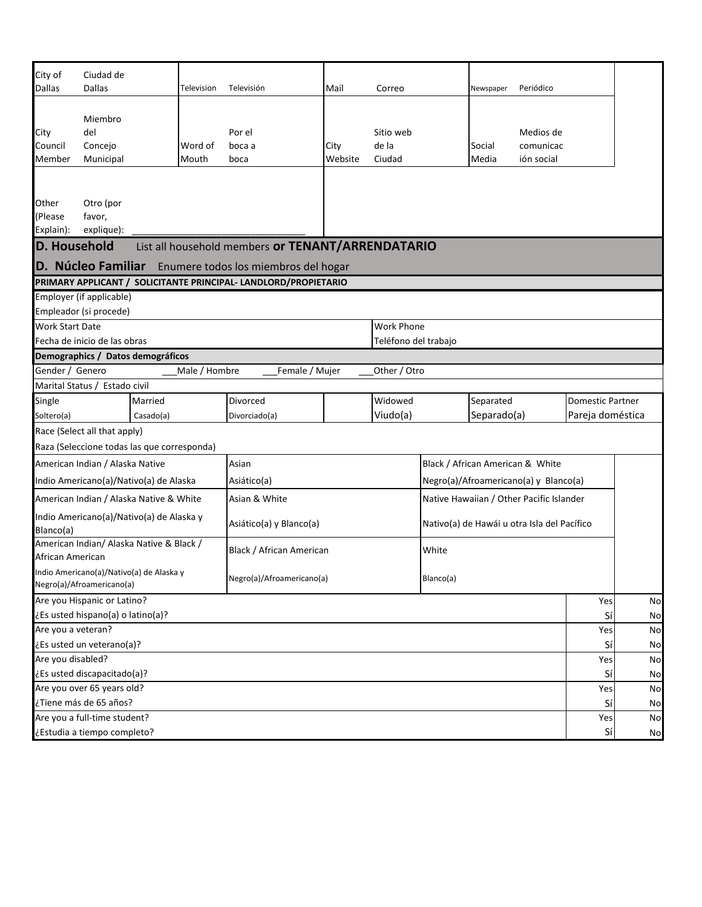| | | | | | | | |
|---|---|---|---|---|---|---|---|
| City of Dallas | Ciudad de Dallas | Television | Televisión | Mail | Correo | Newspaper | Periódico |
| City Council Member | Miembro del Concejo Municipal | Word of Mouth | Por el boca a boca | City Website | Sitio web de la Ciudad | Social Media | Medios de comunicación social |
| Other (Please Explain): | Otro (por favor, explique): ___________________________________ | | | | | | |

## D. Household List all household members or TENANT/ARRENDATARIO

## D. Núcleo Familiar Enumere todos los miembros del hogar

**PRIMARY APPLICANT / SOLICITANTE PRINCIPAL- LANDLORD/PROPIETARIO**

| | |
|---|---|
| Employer (if applicable) / Empleador (si procede) | |
| Work Start Date / Fecha de inicio de las obras | Work Phone / Teléfono del trabajo |

**Demographics / Datos demográficos**

Gender / Genero ___Male / Hombre ___Female / Mujer ___Other / Otro

Marital Status / Estado civil

| Single / Soltero(a) | Married / Casado(a) | Divorced / Divorciado(a) | | Widowed / Viudo(a) | Separated / Separado(a) | Domestic Partner / Pareja doméstica |
|---|---|---|---|---|---|---|

Race (Select all that apply)
Raza (Seleccione todas las que corresponda)

| | | | |
|---|---|---|---|
| American Indian / Alaska Native<br>Indio Americano(a)/Nativo(a) de Alaska | Asian<br>Asiático(a) | Black / African American & White<br>Negro(a)/Afroamericano(a) y Blanco(a) | |
| American Indian / Alaska Native & White<br>Indio Americano(a)/Nativo(a) de Alaska y Blanco(a) | Asian & White<br>Asiático(a) y Blanco(a) | Native Hawaiian / Other Pacific Islander<br>Nativo(a) de Hawái u otra Isla del Pacífico | |
| American Indian/ Alaska Native & Black / African American<br>Indio Americano(a)/Nativo(a) de Alaska y Negro(a)/Afroamericano(a) | Black / African American<br>Negro(a)/Afroamericano(a) | White<br>Blanco(a) | |

| | | |
|---|---|---|
| Are you Hispanic or Latino?<br>¿Es usted hispano(a) o latino(a)? | Yes<br>Sí | No<br>No |
| Are you a veteran?<br>¿Es usted un veterano(a)? | Yes<br>Sí | No<br>No |
| Are you disabled?<br>¿Es usted discapacitado(a)? | Yes<br>Sí | No<br>No |
| Are you over 65 years old?<br>¿Tiene más de 65 años? | Yes<br>Sí | No<br>No |
| Are you a full-time student?<br>¿Estudia a tiempo completo? | Yes<br>Sí | No<br>No |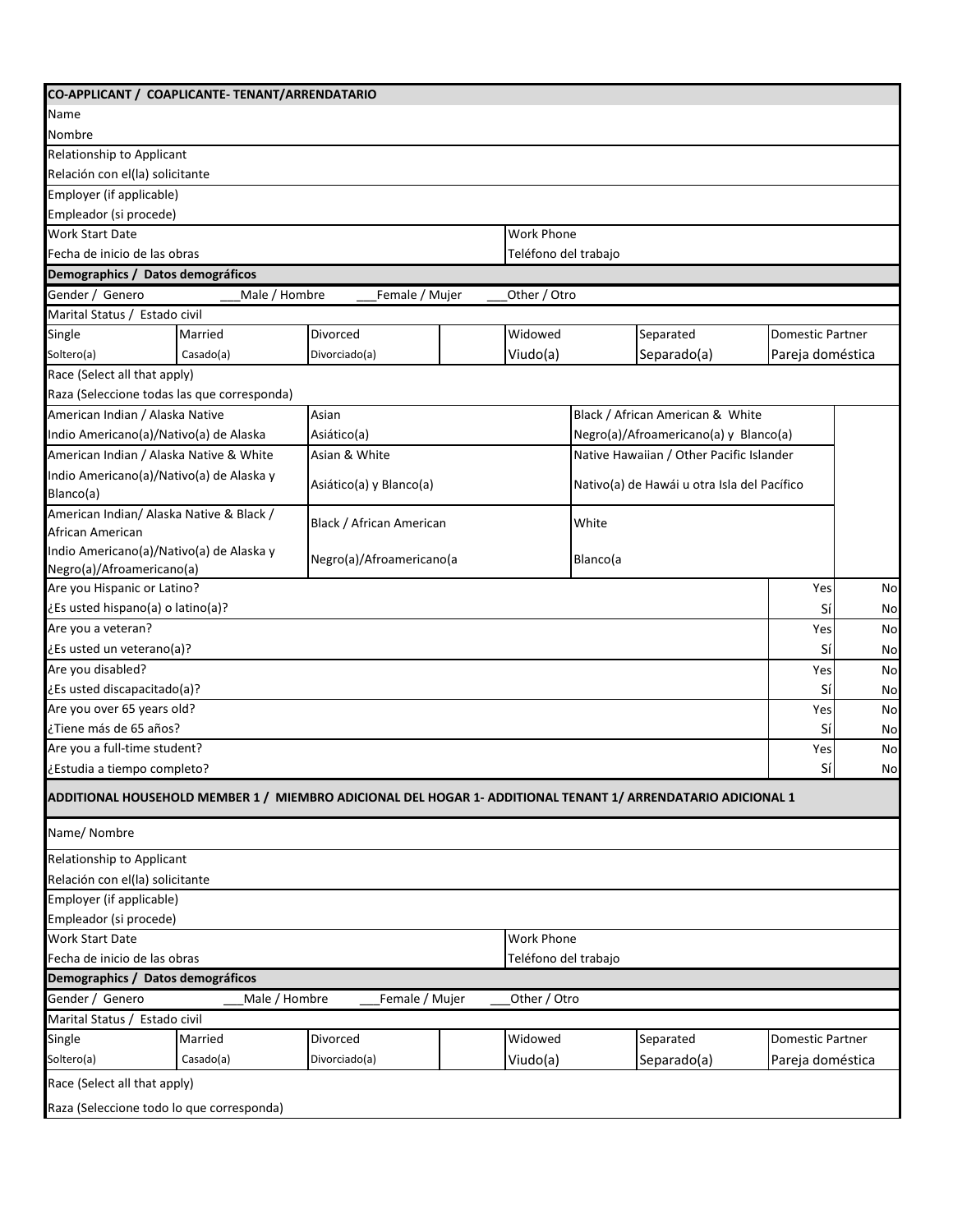**CO-APPLICANT / COAPLICANTE- TENANT/ARRENDATARIO**

Name
Nombre

Relationship to Applicant
Relación con el(la) solicitante

Employer (if applicable)
Empleador (si procede)

| Work Start Date<br>Fecha de inicio de las obras | Work Phone<br>Teléfono del trabajo |
|---|---|

**Demographics / Datos demográficos**

Gender / Genero ___Male / Hombre ___Female / Mujer ___Other / Otro

Marital Status / Estado civil

| Single<br>Soltero(a) | Married<br>Casado(a) | Divorced<br>Divorciado(a) | | Widowed<br>Viudo(a) | Separated<br>Separado(a) | Domestic Partner<br>Pareja doméstica |
|---|---|---|---|---|---|---|

Race (Select all that apply)
Raza (Seleccione todas las que corresponda)

| | | | |
|---|---|---|---|
| American Indian / Alaska Native<br>Indio Americano(a)/Nativo(a) de Alaska | Asian<br>Asiático(a) | Black / African American & White<br>Negro(a)/Afroamericano(a) y Blanco(a) | |
| American Indian / Alaska Native & White<br>Indio Americano(a)/Nativo(a) de Alaska y Blanco(a) | Asian & White<br>Asiático(a) y Blanco(a) | Native Hawaiian / Other Pacific Islander<br>Nativo(a) de Hawái u otra Isla del Pacífico | |
| American Indian/ Alaska Native & Black / African American<br>Indio Americano(a)/Nativo(a) de Alaska y Negro(a)/Afroamericano(a) | Black / African American<br>Negro(a)/Afroamericano(a | White<br>Blanco(a | |

| | | |
|---|---|---|
| Are you Hispanic or Latino?<br>¿Es usted hispano(a) o latino(a)? | Yes<br>Sí | No<br>No |
| Are you a veteran?<br>¿Es usted un veterano(a)? | Yes<br>Sí | No<br>No |
| Are you disabled?<br>¿Es usted discapacitado(a)? | Yes<br>Sí | No<br>No |
| Are you over 65 years old?<br>¿Tiene más de 65 años? | Yes<br>Sí | No<br>No |
| Are you a full-time student?<br>¿Estudia a tiempo completo? | Yes<br>Sí | No<br>No |

**ADDITIONAL HOUSEHOLD MEMBER 1 / MIEMBRO ADICIONAL DEL HOGAR 1- ADDITIONAL TENANT 1/ ARRENDATARIO ADICIONAL 1**

Name/ Nombre

Relationship to Applicant
Relación con el(la) solicitante

Employer (if applicable)
Empleador (si procede)

| Work Start Date<br>Fecha de inicio de las obras | Work Phone<br>Teléfono del trabajo |
|---|---|

**Demographics / Datos demográficos**

Gender / Genero ___Male / Hombre ___Female / Mujer ___Other / Otro

Marital Status / Estado civil

| Single<br>Soltero(a) | Married<br>Casado(a) | Divorced<br>Divorciado(a) | | Widowed<br>Viudo(a) | Separated<br>Separado(a) | Domestic Partner<br>Pareja doméstica |
|---|---|---|---|---|---|---|

Race (Select all that apply)

Raza (Seleccione todo lo que corresponda)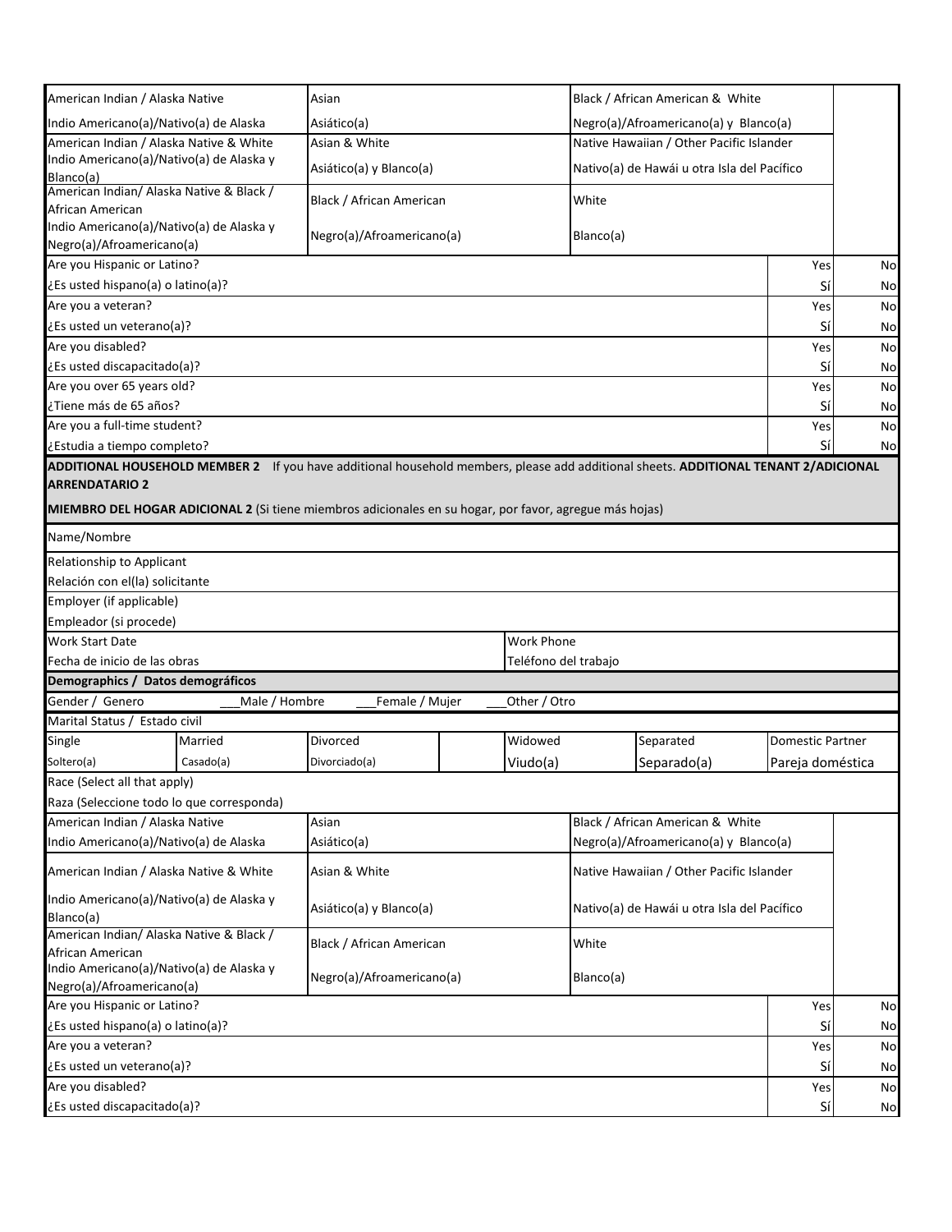| American Indian / Alaska Native | Asian | Black / African American & White | |
|---|---|---|---|
| Indio Americano(a)/Nativo(a) de Alaska | Asiático(a) | Negro(a)/Afroamericano(a) y Blanco(a) | |
| American Indian / Alaska Native & White | Asian & White | Native Hawaiian / Other Pacific Islander | |
| Indio Americano(a)/Nativo(a) de Alaska y Blanco(a) | Asiático(a) y Blanco(a) | Nativo(a) de Hawái u otra Isla del Pacífico | |
| American Indian/ Alaska Native & Black / African American | Black / African American | White | |
| Indio Americano(a)/Nativo(a) de Alaska y Negro(a)/Afroamericano(a) | Negro(a)/Afroamericano(a) | Blanco(a) | |

| Question | | |
|---|---|---|
| Are you Hispanic or Latino? | Yes | No |
| ¿Es usted hispano(a) o latino(a)? | Sí | No |
| Are you a veteran? | Yes | No |
| ¿Es usted un veterano(a)? | Sí | No |
| Are you disabled? | Yes | No |
| ¿Es usted discapacitado(a)? | Sí | No |
| Are you over 65 years old? | Yes | No |
| ¿Tiene más de 65 años? | Sí | No |
| Are you a full-time student? | Yes | No |
| ¿Estudia a tiempo completo? | Sí | No |

**ADDITIONAL HOUSEHOLD MEMBER 2** If you have additional household members, please add additional sheets. **ADDITIONAL TENANT 2/ADICIONAL ARRENDATARIO 2**

**MIEMBRO DEL HOGAR ADICIONAL 2** (Si tiene miembros adicionales en su hogar, por favor, agregue más hojas)

| Name/Nombre | |
|---|---|
| Relationship to Applicant / Relación con el(la) solicitante | |
| Employer (if applicable) / Empleador (si procede) | |
| Work Start Date / Fecha de inicio de las obras | Work Phone / Teléfono del trabajo |

**Demographics / Datos demográficos**

Gender / Genero ___Male / Hombre ___Female / Mujer ___Other / Otro

Marital Status / Estado civil

| Single | Married | Divorced | | Widowed | Separated | Domestic Partner |
|---|---|---|---|---|---|---|
| Soltero(a) | Casado(a) | Divorciado(a) | | Viudo(a) | Separado(a) | Pareja doméstica |

Race (Select all that apply)

Raza (Seleccione todo lo que corresponda)

| American Indian / Alaska Native | Asian | Black / African American & White | |
|---|---|---|---|
| Indio Americano(a)/Nativo(a) de Alaska | Asiático(a) | Negro(a)/Afroamericano(a) y Blanco(a) | |
| American Indian / Alaska Native & White | Asian & White | Native Hawaiian / Other Pacific Islander | |
| Indio Americano(a)/Nativo(a) de Alaska y Blanco(a) | Asiático(a) y Blanco(a) | Nativo(a) de Hawái u otra Isla del Pacífico | |
| American Indian/ Alaska Native & Black / African American | Black / African American | White | |
| Indio Americano(a)/Nativo(a) de Alaska y Negro(a)/Afroamericano(a) | Negro(a)/Afroamericano(a) | Blanco(a) | |

| Question | | |
|---|---|---|
| Are you Hispanic or Latino? | Yes | No |
| ¿Es usted hispano(a) o latino(a)? | Sí | No |
| Are you a veteran? | Yes | No |
| ¿Es usted un veterano(a)? | Sí | No |
| Are you disabled? | Yes | No |
| ¿Es usted discapacitado(a)? | Sí | No |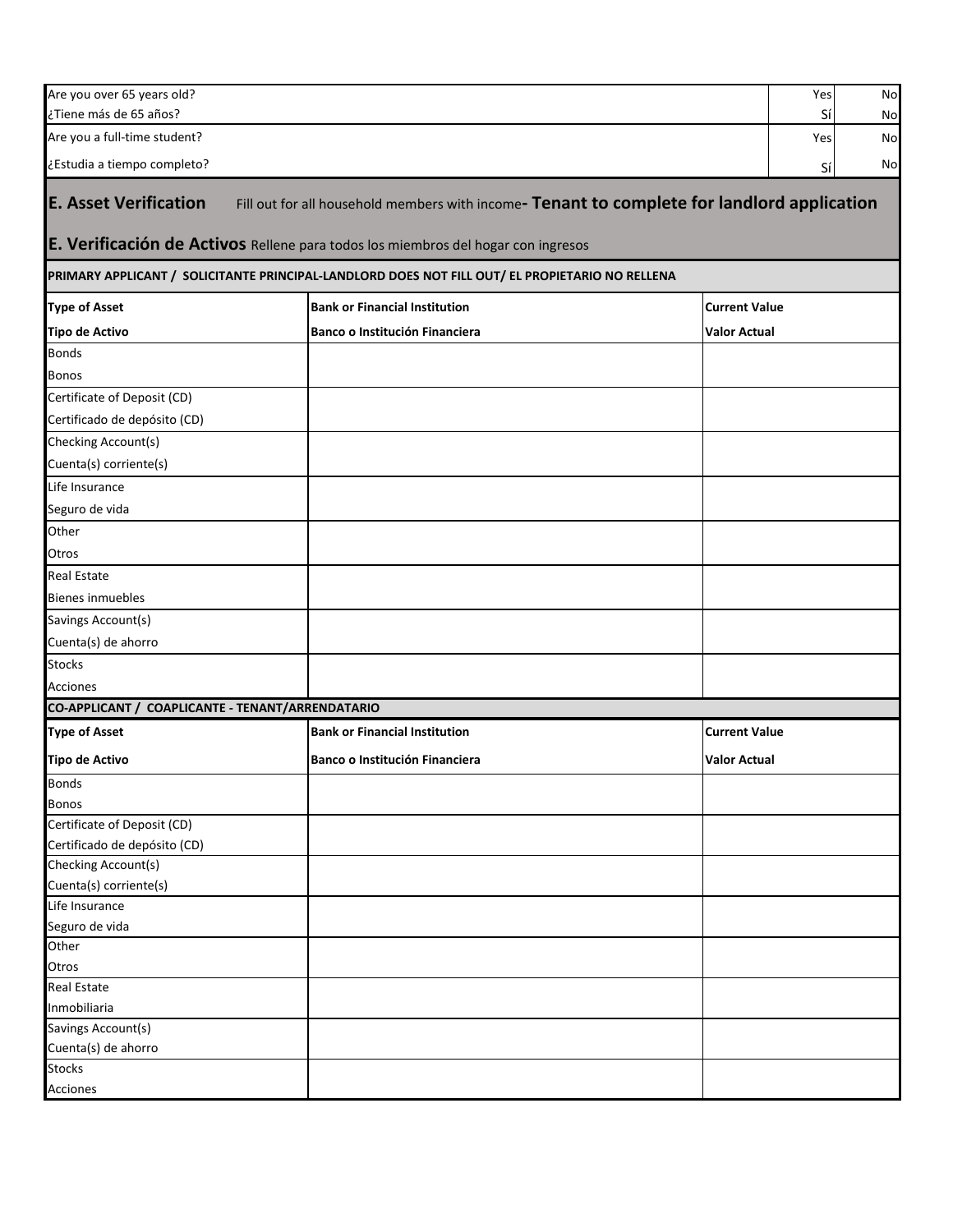| | | |
|---|---|---|
| Are you over 65 years old?<br>¿Tiene más de 65 años? | Yes<br>Sí | No<br>No |
| Are you a full-time student?<br>¿Estudia a tiempo completo? | Yes<br>Sí | No<br>No |

## E. Asset Verification Fill out for all household members with income- Tenant to complete for landlord application

## E. Verificación de Activos Rellene para todos los miembros del hogar con ingresos

**PRIMARY APPLICANT / SOLICITANTE PRINCIPAL-LANDLORD DOES NOT FILL OUT/ EL PROPIETARIO NO RELLENA**

| **Type of Asset**<br>**Tipo de Activo** | **Bank or Financial Institution**<br>**Banco o Institución Financiera** | **Current Value**<br>**Valor Actual** |
|---|---|---|
| Bonds<br>Bonos | | |
| Certificate of Deposit (CD)<br>Certificado de depósito (CD) | | |
| Checking Account(s)<br>Cuenta(s) corriente(s) | | |
| Life Insurance<br>Seguro de vida | | |
| Other<br>Otros | | |
| Real Estate<br>Bienes inmuebles | | |
| Savings Account(s)<br>Cuenta(s) de ahorro | | |
| Stocks<br>Acciones | | |

**CO-APPLICANT / COAPLICANTE - TENANT/ARRENDATARIO**

| **Type of Asset**<br>**Tipo de Activo** | **Bank or Financial Institution**<br>**Banco o Institución Financiera** | **Current Value**<br>**Valor Actual** |
|---|---|---|
| Bonds<br>Bonos | | |
| Certificate of Deposit (CD)<br>Certificado de depósito (CD) | | |
| Checking Account(s)<br>Cuenta(s) corriente(s) | | |
| Life Insurance<br>Seguro de vida | | |
| Other<br>Otros | | |
| Real Estate<br>Inmobiliaria | | |
| Savings Account(s)<br>Cuenta(s) de ahorro | | |
| Stocks<br>Acciones | | |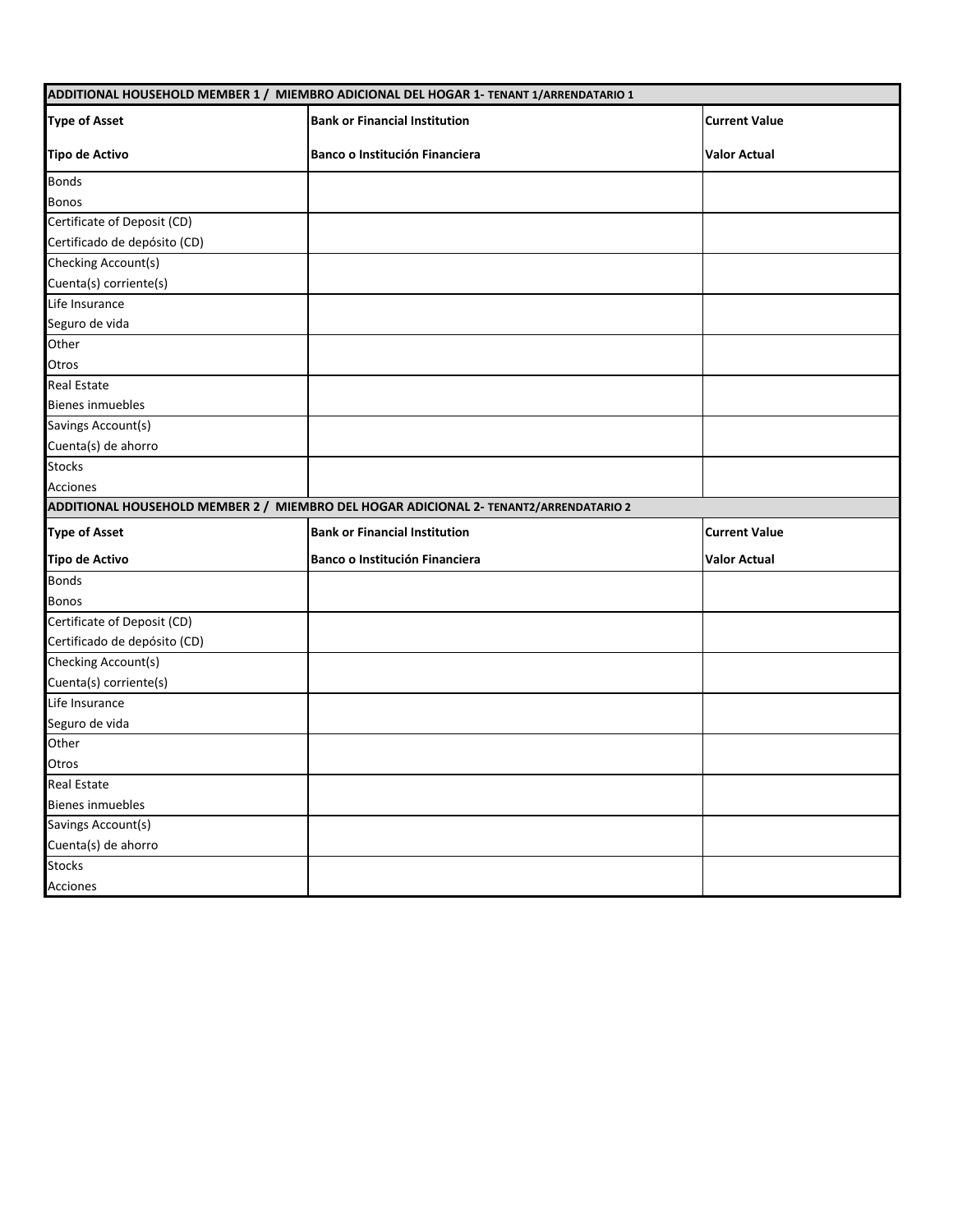| ADDITIONAL HOUSEHOLD MEMBER 1 / MIEMBRO ADICIONAL DEL HOGAR 1- TENANT 1/ARRENDATARIO 1 | | |
|---|---|---|
| **Type of Asset**<br>**Tipo de Activo** | **Bank or Financial Institution**<br>**Banco o Institución Financiera** | **Current Value**<br>**Valor Actual** |
| Bonds<br>Bonos | | |
| Certificate of Deposit (CD)<br>Certificado de depósito (CD) | | |
| Checking Account(s)<br>Cuenta(s) corriente(s) | | |
| Life Insurance<br>Seguro de vida | | |
| Other<br>Otros | | |
| Real Estate<br>Bienes inmuebles | | |
| Savings Account(s)<br>Cuenta(s) de ahorro | | |
| Stocks<br>Acciones | | |

| ADDITIONAL HOUSEHOLD MEMBER 2 / MIEMBRO DEL HOGAR ADICIONAL 2- TENANT2/ARRENDATARIO 2 | | |
|---|---|---|
| **Type of Asset**<br>**Tipo de Activo** | **Bank or Financial Institution**<br>**Banco o Institución Financiera** | **Current Value**<br>**Valor Actual** |
| Bonds<br>Bonos | | |
| Certificate of Deposit (CD)<br>Certificado de depósito (CD) | | |
| Checking Account(s)<br>Cuenta(s) corriente(s) | | |
| Life Insurance<br>Seguro de vida | | |
| Other<br>Otros | | |
| Real Estate<br>Bienes inmuebles | | |
| Savings Account(s)<br>Cuenta(s) de ahorro | | |
| Stocks<br>Acciones | | |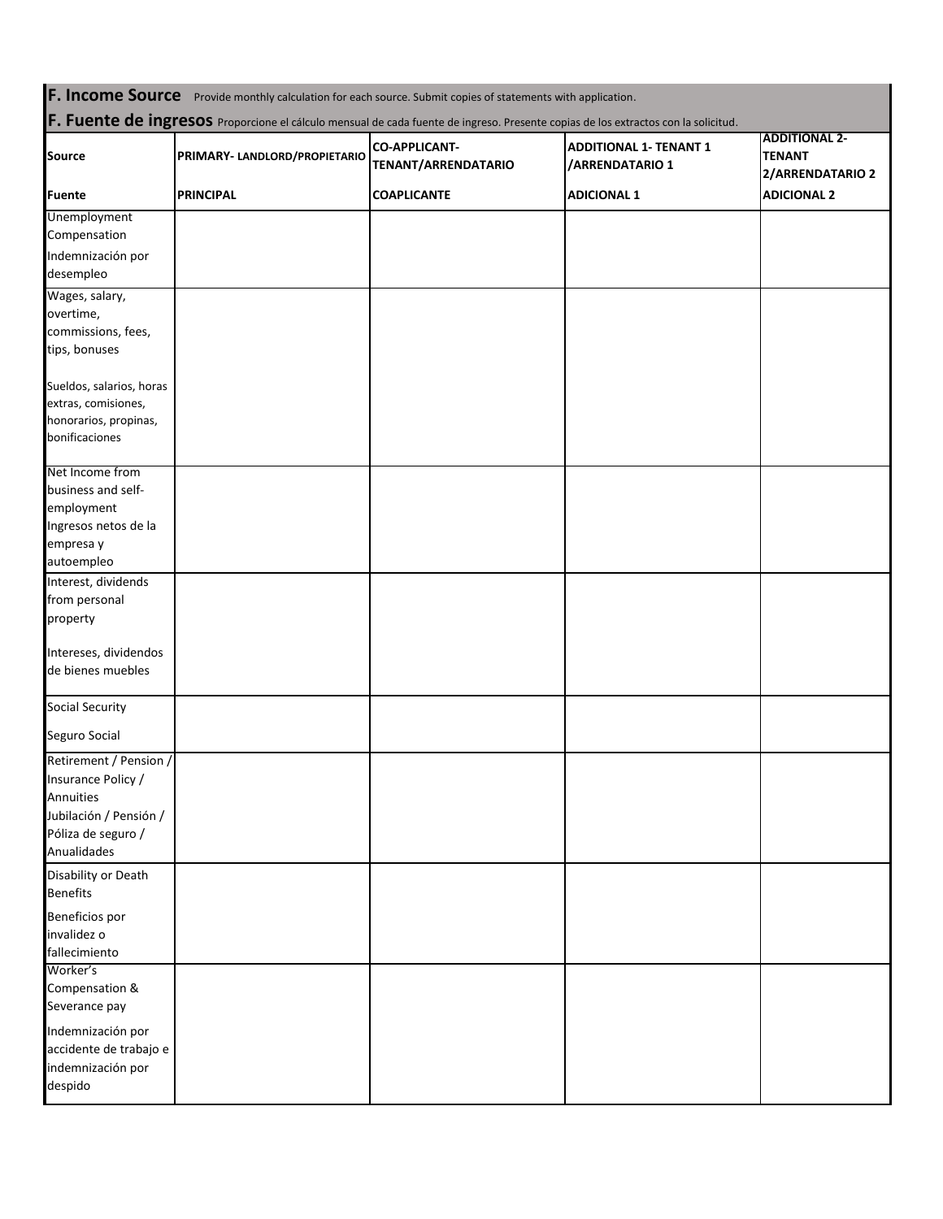## F. Income Source

Provide monthly calculation for each source. Submit copies of statements with application.

## F. Fuente de ingresos

Proporcione el cálculo mensual de cada fuente de ingreso. Presente copias de los extractos con la solicitud.

| Source<br>Fuente | PRIMARY- LANDLORD/PROPIETARIO<br>PRINCIPAL | CO-APPLICANT- TENANT/ARRENDATARIO<br>COAPLICANTE | ADDITIONAL 1- TENANT 1 /ARRENDATARIO 1<br>ADICIONAL 1 | ADDITIONAL 2- TENANT 2/ARRENDATARIO 2<br>ADICIONAL 2 |
|---|---|---|---|---|
| Unemployment Compensation<br>Indemnización por desempleo | | | | |
| Wages, salary, overtime, commissions, fees, tips, bonuses<br>Sueldos, salarios, horas extras, comisiones, honorarios, propinas, bonificaciones | | | | |
| Net Income from business and self-employment<br>Ingresos netos de la empresa y autoempleo | | | | |
| Interest, dividends from personal property<br>Intereses, dividendos de bienes muebles | | | | |
| Social Security<br>Seguro Social | | | | |
| Retirement / Pension / Insurance Policy / Annuities<br>Jubilación / Pensión / Póliza de seguro / Anualidades | | | | |
| Disability or Death Benefits<br>Beneficios por invalidez o fallecimiento | | | | |
| Worker's Compensation & Severance pay<br>Indemnización por accidente de trabajo e indemnización por despido | | | | |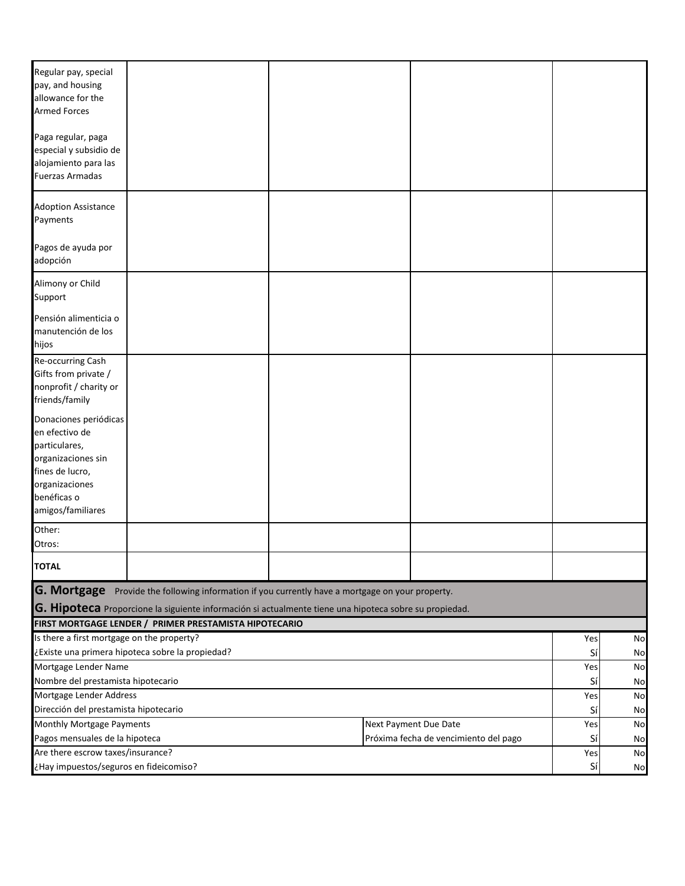| | | | | |
|---|---|---|---|---|
| Regular pay, special pay, and housing allowance for the Armed Forces<br><br>Paga regular, paga especial y subsidio de alojamiento para las Fuerzas Armadas | | | | |
| Adoption Assistance Payments<br><br>Pagos de ayuda por adopción | | | | |
| Alimony or Child Support<br><br>Pensión alimenticia o manutención de los hijos | | | | |
| Re-occurring Cash Gifts from private / nonprofit / charity or friends/family<br><br>Donaciones periódicas en efectivo de particulares, organizaciones sin fines de lucro, organizaciones benéficas o amigos/familiares | | | | |
| Other:<br>Otros: | | | | |
| **TOTAL** | | | | |

## G. Mortgage
Provide the following information if you currently have a mortgage on your property.

## G. Hipoteca
Proporcione la siguiente información si actualmente tiene una hipoteca sobre su propiedad.

| **FIRST MORTGAGE LENDER / PRIMER PRESTAMISTA HIPOTECARIO** | | | |
|---|---|---|---|
| Is there a first mortgage on the property?<br>¿Existe una primera hipoteca sobre la propiedad? | | Yes<br>Sí | No<br>No |
| Mortgage Lender Name<br>Nombre del prestamista hipotecario | | Yes<br>Sí | No<br>No |
| Mortgage Lender Address<br>Dirección del prestamista hipotecario | | Yes<br>Sí | No<br>No |
| Monthly Mortgage Payments<br>Pagos mensuales de la hipoteca | Next Payment Due Date<br>Próxima fecha de vencimiento del pago | Yes<br>Sí | No<br>No |
| Are there escrow taxes/insurance?<br>¿Hay impuestos/seguros en fideicomiso? | | Yes<br>Sí | No<br>No |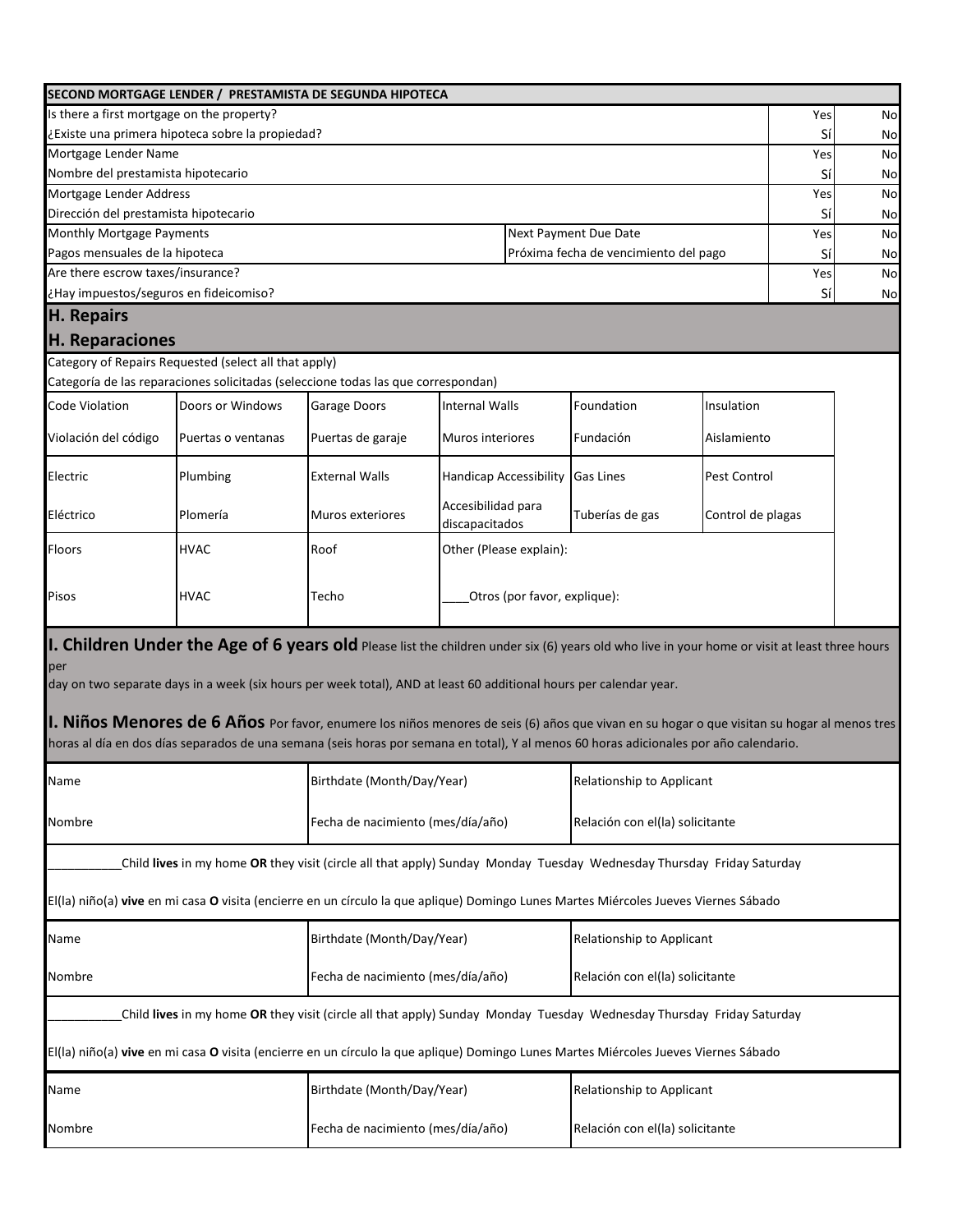| SECOND MORTGAGE LENDER / PRESTAMISTA DE SEGUNDA HIPOTECA | | | |
|---|---|---|---|
| Is there a first mortgage on the property?<br>¿Existe una primera hipoteca sobre la propiedad? | | Yes<br>Sí | No<br>No |
| Mortgage Lender Name<br>Nombre del prestamista hipotecario | | Yes<br>Sí | No<br>No |
| Mortgage Lender Address<br>Dirección del prestamista hipotecario | | Yes<br>Sí | No<br>No |
| Monthly Mortgage Payments<br>Pagos mensuales de la hipoteca | Next Payment Due Date<br>Próxima fecha de vencimiento del pago | Yes<br>Sí | No<br>No |
| Are there escrow taxes/insurance?<br>¿Hay impuestos/seguros en fideicomiso? | | Yes<br>Sí | No<br>No |

## H. Repairs

## H. Reparaciones

Category of Repairs Requested (select all that apply)

Categoría de las reparaciones solicitadas (seleccione todas las que correspondan)

| | | | | | |
|---|---|---|---|---|---|
| Code Violation<br>Violación del código | Doors or Windows<br>Puertas o ventanas | Garage Doors<br>Puertas de garaje | Internal Walls<br>Muros interiores | Foundation<br>Fundación | Insulation<br>Aislamiento |
| Electric<br>Eléctrico | Plumbing<br>Plomería | External Walls<br>Muros exteriores | Handicap Accessibility<br>Accesibilidad para discapacitados | Gas Lines<br>Tuberías de gas | Pest Control<br>Control de plagas |
| Floors<br>Pisos | HVAC<br>HVAC | Roof<br>Techo | Other (Please explain):<br>____Otros (por favor, explique): | | |

## I. Children Under the Age of 6 years old

Please list the children under six (6) years old who live in your home or visit at least three hours per day on two separate days in a week (six hours per week total), AND at least 60 additional hours per calendar year.

## I. Niños Menores de 6 Años

Por favor, enumere los niños menores de seis (6) años que vivan en su hogar o que visitan su hogar al menos tres horas al día en dos días separados de una semana (seis horas por semana en total), Y al menos 60 horas adicionales por año calendario.

| Name<br>Nombre | Birthdate (Month/Day/Year)<br>Fecha de nacimiento (mes/día/año) | Relationship to Applicant<br>Relación con el(la) solicitante |
|---|---|---|
| ___________Child **lives** in my home **OR** they visit (circle all that apply) Sunday Monday Tuesday Wednesday Thursday Friday Saturday<br>El(la) niño(a) **vive** en mi casa **O** visita (encierre en un círculo la que aplique) Domingo Lunes Martes Miércoles Jueves Viernes Sábado | | |
| Name<br>Nombre | Birthdate (Month/Day/Year)<br>Fecha de nacimiento (mes/día/año) | Relationship to Applicant<br>Relación con el(la) solicitante |
| ___________Child **lives** in my home **OR** they visit (circle all that apply) Sunday Monday Tuesday Wednesday Thursday Friday Saturday<br>El(la) niño(a) **vive** en mi casa **O** visita (encierre en un círculo la que aplique) Domingo Lunes Martes Miércoles Jueves Viernes Sábado | | |
| Name<br>Nombre | Birthdate (Month/Day/Year)<br>Fecha de nacimiento (mes/día/año) | Relationship to Applicant<br>Relación con el(la) solicitante |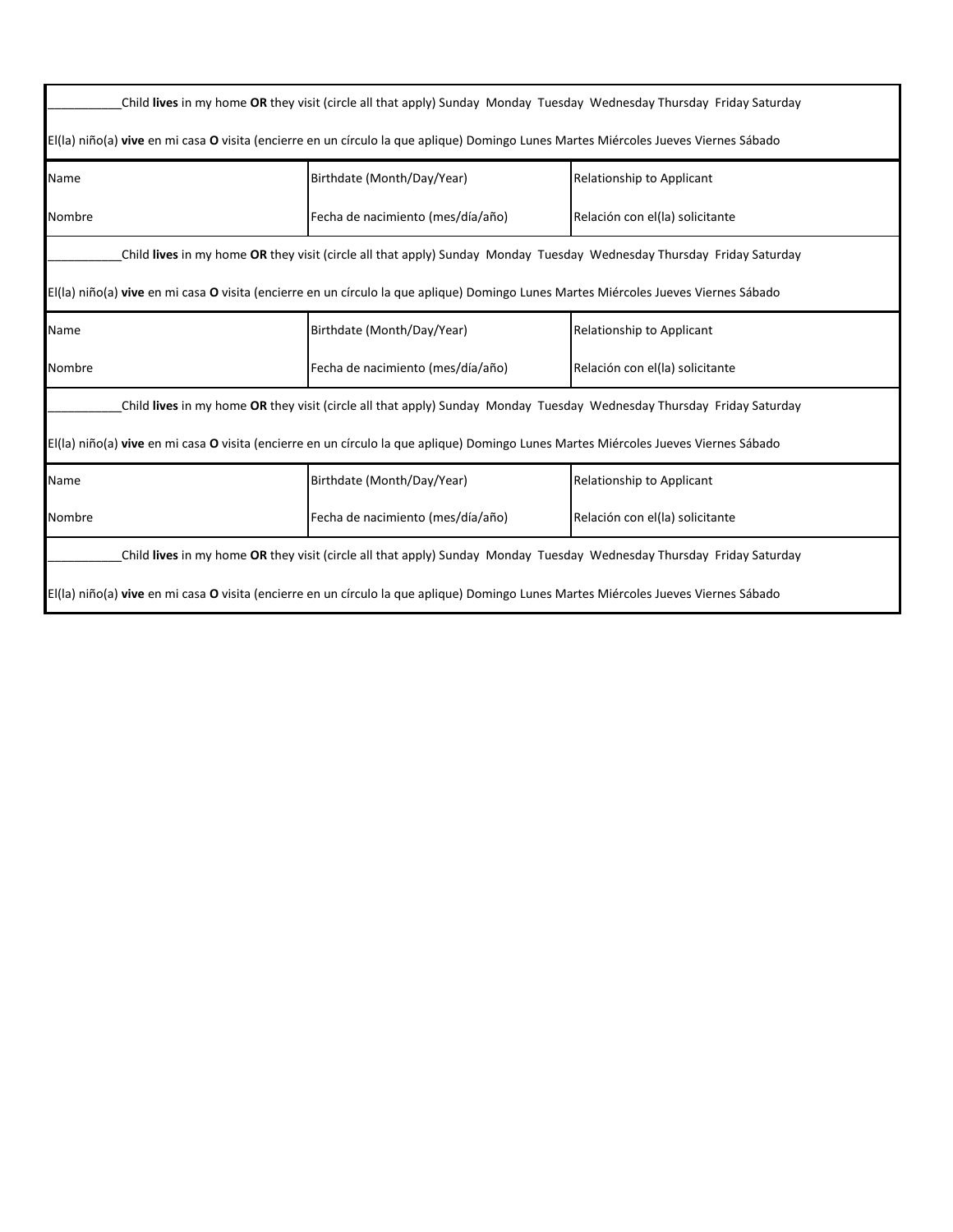| | | |
|---|---|---|
| ___________Child **lives** in my home **OR** they visit (circle all that apply) Sunday Monday Tuesday Wednesday Thursday Friday Saturday<br><br>El(la) niño(a) **vive** en mi casa **O** visita (encierre en un círculo la que aplique) Domingo Lunes Martes Miércoles Jueves Viernes Sábado | | |
| Name<br><br>Nombre | Birthdate (Month/Day/Year)<br><br>Fecha de nacimiento (mes/día/año) | Relationship to Applicant<br><br>Relación con el(la) solicitante |
| ___________Child **lives** in my home **OR** they visit (circle all that apply) Sunday Monday Tuesday Wednesday Thursday Friday Saturday<br><br>El(la) niño(a) **vive** en mi casa **O** visita (encierre en un círculo la que aplique) Domingo Lunes Martes Miércoles Jueves Viernes Sábado | | |
| Name<br><br>Nombre | Birthdate (Month/Day/Year)<br><br>Fecha de nacimiento (mes/día/año) | Relationship to Applicant<br><br>Relación con el(la) solicitante |
| ___________Child **lives** in my home **OR** they visit (circle all that apply) Sunday Monday Tuesday Wednesday Thursday Friday Saturday<br><br>El(la) niño(a) **vive** en mi casa **O** visita (encierre en un círculo la que aplique) Domingo Lunes Martes Miércoles Jueves Viernes Sábado | | |
| Name<br><br>Nombre | Birthdate (Month/Day/Year)<br><br>Fecha de nacimiento (mes/día/año) | Relationship to Applicant<br><br>Relación con el(la) solicitante |
| ___________Child **lives** in my home **OR** they visit (circle all that apply) Sunday Monday Tuesday Wednesday Thursday Friday Saturday<br><br>El(la) niño(a) **vive** en mi casa **O** visita (encierre en un círculo la que aplique) Domingo Lunes Martes Miércoles Jueves Viernes Sábado | | |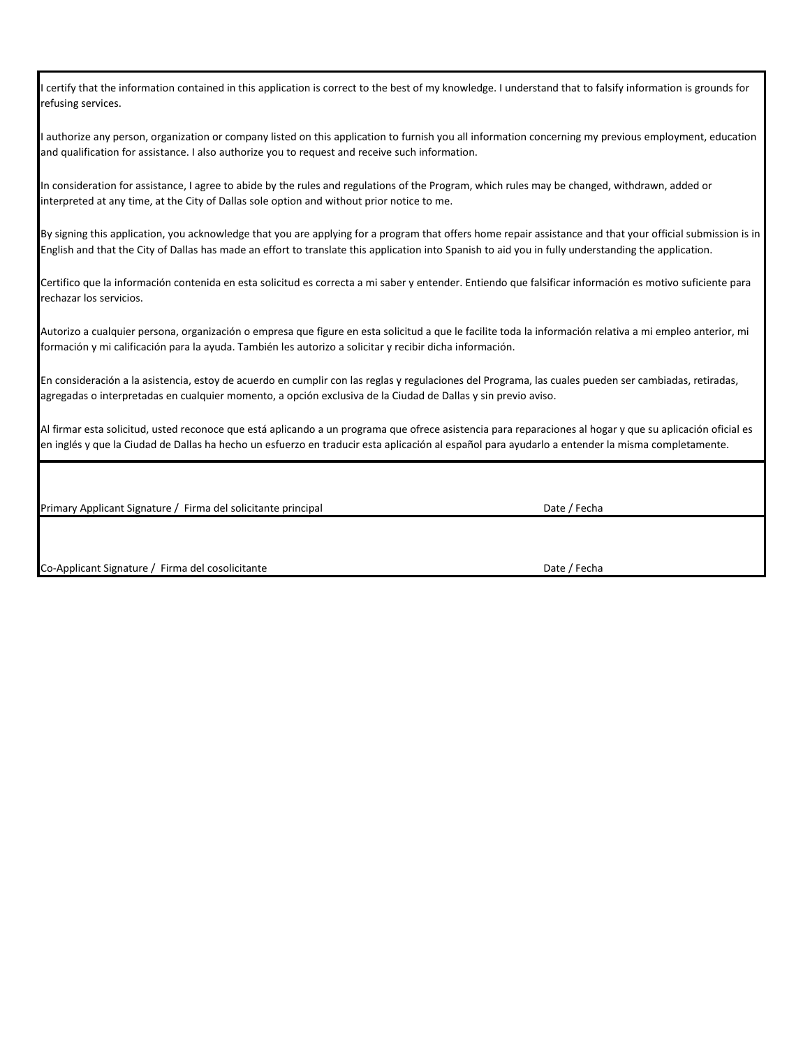I certify that the information contained in this application is correct to the best of my knowledge. I understand that to falsify information is grounds for refusing services.

I authorize any person, organization or company listed on this application to furnish you all information concerning my previous employment, education and qualification for assistance. I also authorize you to request and receive such information.

In consideration for assistance, I agree to abide by the rules and regulations of the Program, which rules may be changed, withdrawn, added or interpreted at any time, at the City of Dallas sole option and without prior notice to me.

By signing this application, you acknowledge that you are applying for a program that offers home repair assistance and that your official submission is in English and that the City of Dallas has made an effort to translate this application into Spanish to aid you in fully understanding the application.

Certifico que la información contenida en esta solicitud es correcta a mi saber y entender. Entiendo que falsificar información es motivo suficiente para rechazar los servicios.

Autorizo a cualquier persona, organización o empresa que figure en esta solicitud a que le facilite toda la información relativa a mi empleo anterior, mi formación y mi calificación para la ayuda. También les autorizo a solicitar y recibir dicha información.

En consideración a la asistencia, estoy de acuerdo en cumplir con las reglas y regulaciones del Programa, las cuales pueden ser cambiadas, retiradas, agregadas o interpretadas en cualquier momento, a opción exclusiva de la Ciudad de Dallas y sin previo aviso.

Al firmar esta solicitud, usted reconoce que está aplicando a un programa que ofrece asistencia para reparaciones al hogar y que su aplicación oficial es en inglés y que la Ciudad de Dallas ha hecho un esfuerzo en traducir esta aplicación al español para ayudarlo a entender la misma completamente.

| | |
|---|---|
| Primary Applicant Signature / Firma del solicitante principal | Date / Fecha |
| Co-Applicant Signature / Firma del cosolicitante | Date / Fecha |